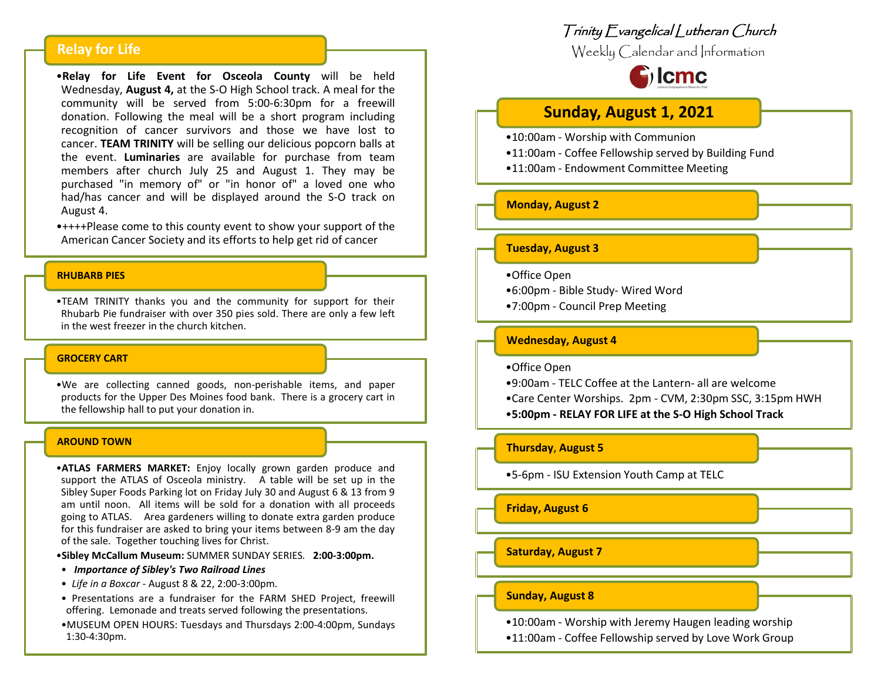## Relay for Life

- **Relay for Life Event for Osceola County** will be held Wednesday, **August 4,** at the S-O High School track. A meal for the community will be served from 5:00-6:30pm for a freewill donation. Following the meal will be a short program including recognition of cancer survivors and those we have lost to cancer. **TEAM TRINITY** will be selling our delicious popcorn balls at the event. **Luminaries** are available for purchase from team members after church July 25 and August 1. They may be purchased "in memory of" or "in honor of" a loved one who had/has cancer and will be displayed around the S-O track on August 4.
- ++++Please come to this county event to show your support of the American Cancer Society and its efforts to help get rid of cancer

## RHUBARB PIES

- TEAM TRINITY thanks you and the community for support for their Rhubarb Pie fundraiser with over 350 pies sold. There are only a few left in the west freezer in the church kitchen.

## GROCERY CART

- We are collecting canned goods, non-perishable items, and paper products for the Upper Des Moines food bank. There is a grocery cart in the fellowship hall to put your donation in.

## AROUND TOWN

- **ATLAS FARMERS MARKET:** Enjoy locally grown garden produce and support the ATLAS of Osceola ministry. A table will be set up in the Sibley Super Foods Parking lot on Friday July 30 and August 6 & 13 from 9 am until noon. All items will be sold for a donation with all proceeds going to ATLAS. Area gardeners willing to donate extra garden produce for this fundraiser are asked to bring your items between 8-9 am the day of the sale. Together touching lives for Christ.
- **Sibley McCallum Museum:** SUMMER SUNDAY SERIES. **2:00-3:00pm.**
- ***Importance of Sibley's Two Railroad Lines***
- *Life in a Boxcar* - August 8 & 22, 2:00-3:00pm.
- Presentations are a fundraiser for the FARM SHED Project, freewill offering. Lemonade and treats served following the presentations.
- MUSEUM OPEN HOURS: Tuesdays and Thursdays 2:00-4:00pm, Sundays 1:30-4:30pm.

# Trinity Evangelical Lutheran Church

Weekly Calendar and Information

lcmc

## Sunday, August 1, 2021

- 10:00am - Worship with Communion
- 11:00am - Coffee Fellowship served by Building Fund
- 11:00am - Endowment Committee Meeting

### Monday, August 2

### Tuesday, August 3

- Office Open
- 6:00pm - Bible Study- Wired Word
- 7:00pm - Council Prep Meeting

### Wednesday, August 4

- Office Open
- 9:00am - TELC Coffee at the Lantern- all are welcome
- Care Center Worships. 2pm - CVM, 2:30pm SSC, 3:15pm HWH
- **5:00pm - RELAY FOR LIFE at the S-O High School Track**

### Thursday, August 5

- 5-6pm - ISU Extension Youth Camp at TELC

### Friday, August 6

### Saturday, August 7

### Sunday, August 8

- 10:00am - Worship with Jeremy Haugen leading worship
- 11:00am - Coffee Fellowship served by Love Work Group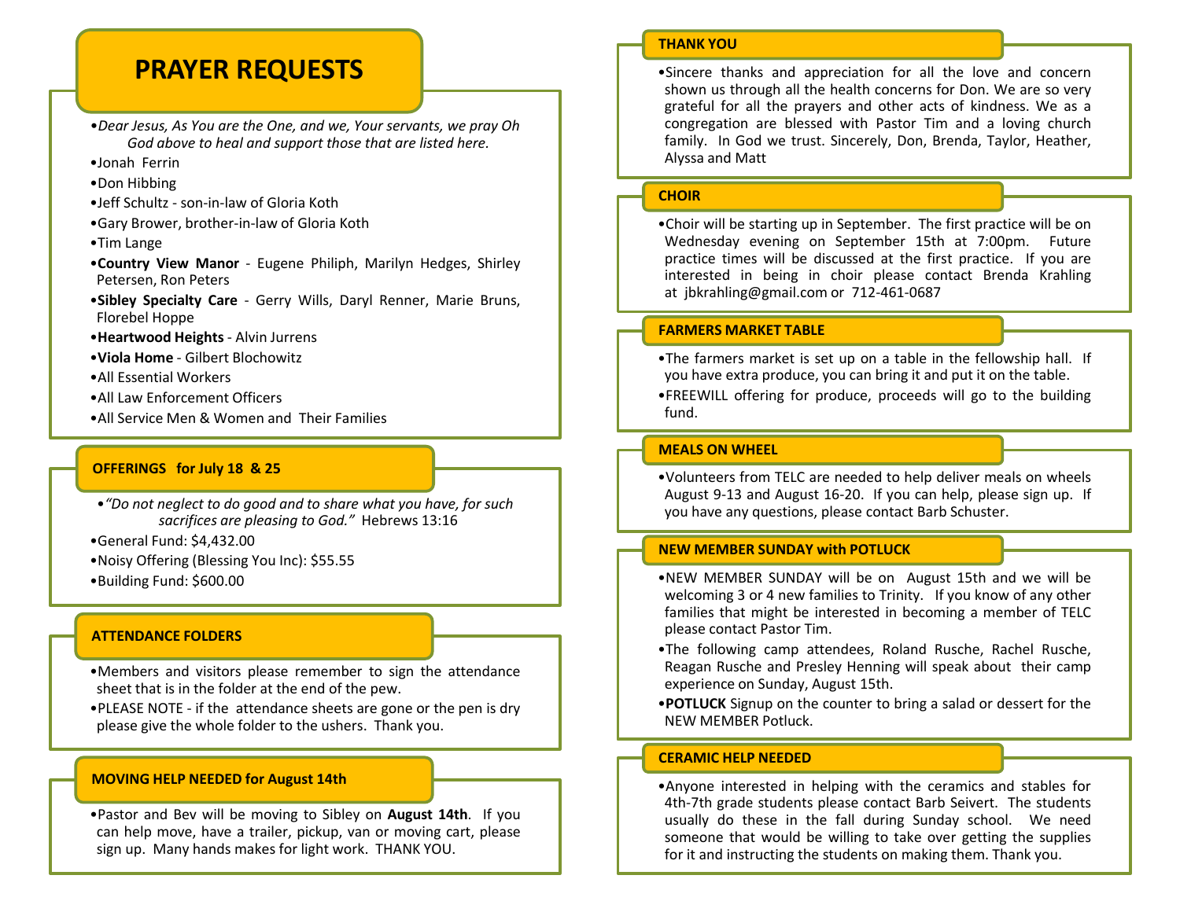# PRAYER REQUESTS

- *Dear Jesus, As You are the One, and we, Your servants, we pray Oh God above to heal and support those that are listed here.*
- Jonah Ferrin
- Don Hibbing
- Jeff Schultz - son-in-law of Gloria Koth
- Gary Brower, brother-in-law of Gloria Koth
- Tim Lange
- **Country View Manor** - Eugene Philiph, Marilyn Hedges, Shirley Petersen, Ron Peters
- **Sibley Specialty Care** - Gerry Wills, Daryl Renner, Marie Bruns, Florebel Hoppe
- **Heartwood Heights** - Alvin Jurrens
- **Viola Home** - Gilbert Blochowitz
- All Essential Workers
- All Law Enforcement Officers
- All Service Men & Women and Their Families

## OFFERINGS for July 18 & 25

- *"Do not neglect to do good and to share what you have, for such sacrifices are pleasing to God."* Hebrews 13:16
- General Fund: $4,432.00
- Noisy Offering (Blessing You Inc): $55.55
- Building Fund: $600.00

## ATTENDANCE FOLDERS

- Members and visitors please remember to sign the attendance sheet that is in the folder at the end of the pew.
- PLEASE NOTE - if the attendance sheets are gone or the pen is dry please give the whole folder to the ushers. Thank you.

## MOVING HELP NEEDED for August 14th

- Pastor and Bev will be moving to Sibley on **August 14th**. If you can help move, have a trailer, pickup, van or moving cart, please sign up. Many hands makes for light work. THANK YOU.

## THANK YOU

- Sincere thanks and appreciation for all the love and concern shown us through all the health concerns for Don. We are so very grateful for all the prayers and other acts of kindness. We as a congregation are blessed with Pastor Tim and a loving church family. In God we trust. Sincerely, Don, Brenda, Taylor, Heather, Alyssa and Matt

## CHOIR

- Choir will be starting up in September. The first practice will be on Wednesday evening on September 15th at 7:00pm. Future practice times will be discussed at the first practice. If you are interested in being in choir please contact Brenda Krahling at jbkrahling@gmail.com or 712-461-0687

## FARMERS MARKET TABLE

- The farmers market is set up on a table in the fellowship hall. If you have extra produce, you can bring it and put it on the table.
- FREEWILL offering for produce, proceeds will go to the building fund.

## MEALS ON WHEEL

- Volunteers from TELC are needed to help deliver meals on wheels August 9-13 and August 16-20. If you can help, please sign up. If you have any questions, please contact Barb Schuster.

## NEW MEMBER SUNDAY with POTLUCK

- NEW MEMBER SUNDAY will be on August 15th and we will be welcoming 3 or 4 new families to Trinity. If you know of any other families that might be interested in becoming a member of TELC please contact Pastor Tim.
- The following camp attendees, Roland Rusche, Rachel Rusche, Reagan Rusche and Presley Henning will speak about their camp experience on Sunday, August 15th.
- **POTLUCK** Signup on the counter to bring a salad or dessert for the NEW MEMBER Potluck.

## CERAMIC HELP NEEDED

- Anyone interested in helping with the ceramics and stables for 4th-7th grade students please contact Barb Seivert. The students usually do these in the fall during Sunday school. We need someone that would be willing to take over getting the supplies for it and instructing the students on making them. Thank you.